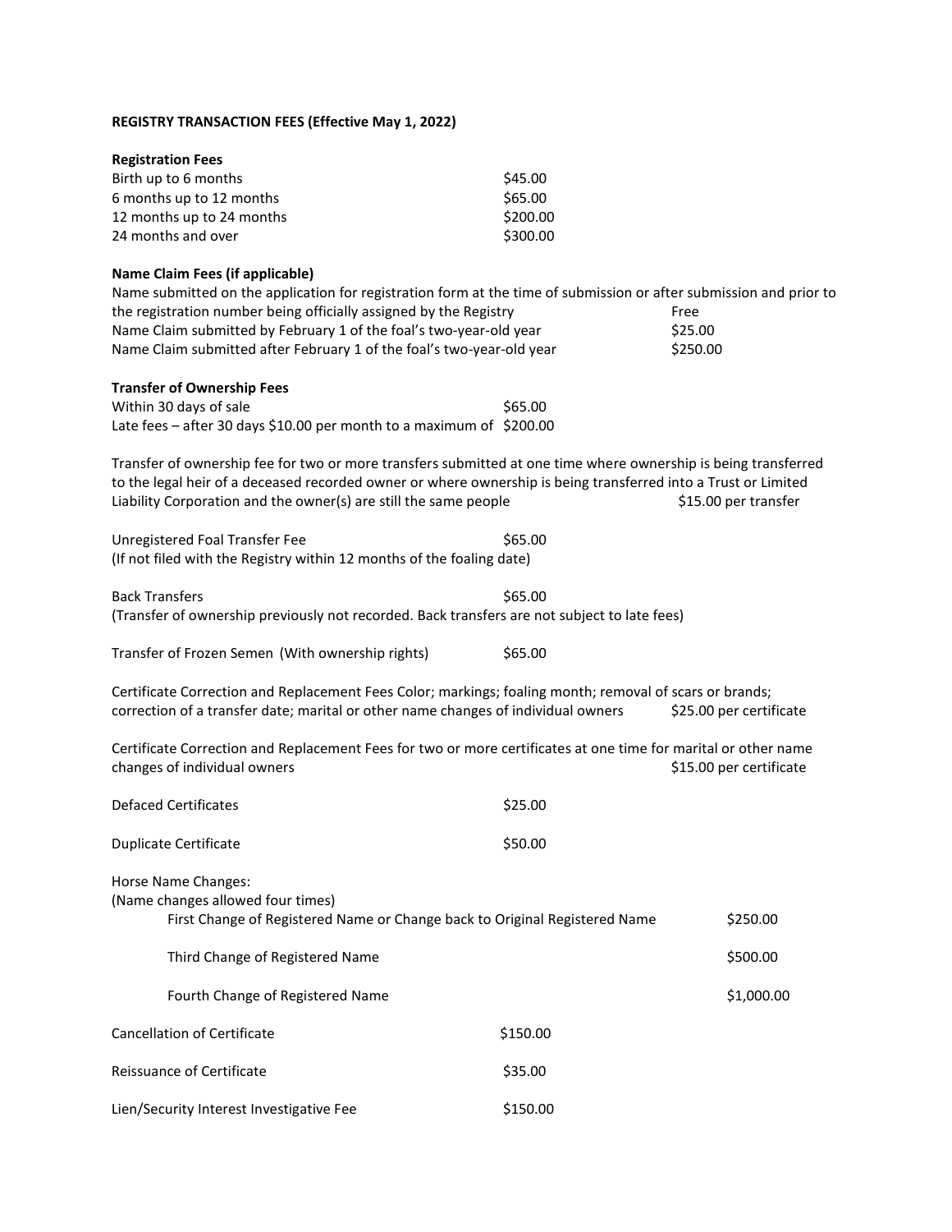**REGISTRY TRANSACTION FEES (Effective May 1, 2022)**

**Registration Fees**

| | |
|---|---|
| Birth up to 6 months | $45.00 |
| 6 months up to 12 months | $65.00 |
| 12 months up to 24 months | $200.00 |
| 24 months and over | $300.00 |

**Name Claim Fees (if applicable)**

| | |
|---|---|
| Name submitted on the application for registration form at the time of submission or after submission and prior to the registration number being officially assigned by the Registry | Free |
| Name Claim submitted by February 1 of the foal's two-year-old year | $25.00 |
| Name Claim submitted after February 1 of the foal's two-year-old year | $250.00 |

**Transfer of Ownership Fees**

| | |
|---|---|
| Within 30 days of sale | $65.00 |
| Late fees – after 30 days $10.00 per month to a maximum of | $200.00 |

Transfer of ownership fee for two or more transfers submitted at one time where ownership is being transferred to the legal heir of a deceased recorded owner or where ownership is being transferred into a Trust or Limited Liability Corporation and the owner(s) are still the same people $15.00 per transfer

Unregistered Foal Transfer Fee $65.00
(If not filed with the Registry within 12 months of the foaling date)

Back Transfers $65.00
(Transfer of ownership previously not recorded. Back transfers are not subject to late fees)

Transfer of Frozen Semen (With ownership rights) $65.00

Certificate Correction and Replacement Fees Color; markings; foaling month; removal of scars or brands; correction of a transfer date; marital or other name changes of individual owners $25.00 per certificate

Certificate Correction and Replacement Fees for two or more certificates at one time for marital or other name changes of individual owners $15.00 per certificate

Defaced Certificates $25.00

Duplicate Certificate $50.00

Horse Name Changes:
(Name changes allowed four times)

- First Change of Registered Name or Change back to Original Registered Name $250.00
- Third Change of Registered Name $500.00
- Fourth Change of Registered Name $1,000.00

Cancellation of Certificate $150.00

Reissuance of Certificate $35.00

Lien/Security Interest Investigative Fee $150.00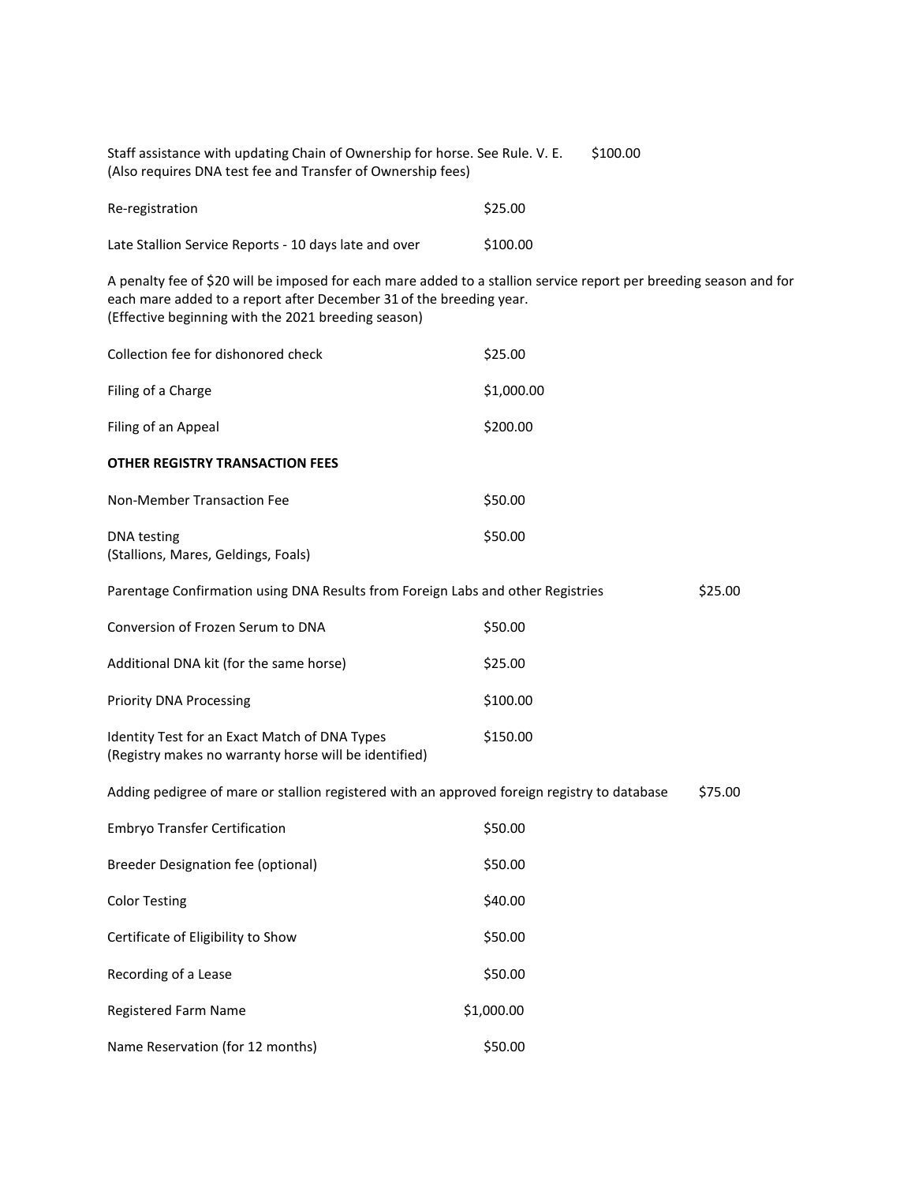| | |
|---|---|
| Staff assistance with updating Chain of Ownership for horse. See Rule. V. E. (Also requires DNA test fee and Transfer of Ownership fees) | $100.00 |
| Re-registration | $25.00 |
| Late Stallion Service Reports - 10 days late and over | $100.00 |

A penalty fee of $20 will be imposed for each mare added to a stallion service report per breeding season and for each mare added to a report after December 31 of the breeding year.
(Effective beginning with the 2021 breeding season)

| | |
|---|---|
| Collection fee for dishonored check | $25.00 |
| Filing of a Charge | $1,000.00 |
| Filing of an Appeal | $200.00 |

**OTHER REGISTRY TRANSACTION FEES**

| | |
|---|---|
| Non-Member Transaction Fee | $50.00 |
| DNA testing (Stallions, Mares, Geldings, Foals) | $50.00 |
| Parentage Confirmation using DNA Results from Foreign Labs and other Registries | $25.00 |
| Conversion of Frozen Serum to DNA | $50.00 |
| Additional DNA kit (for the same horse) | $25.00 |
| Priority DNA Processing | $100.00 |
| Identity Test for an Exact Match of DNA Types (Registry makes no warranty horse will be identified) | $150.00 |
| Adding pedigree of mare or stallion registered with an approved foreign registry to database | $75.00 |
| Embryo Transfer Certification | $50.00 |
| Breeder Designation fee (optional) | $50.00 |
| Color Testing | $40.00 |
| Certificate of Eligibility to Show | $50.00 |
| Recording of a Lease | $50.00 |
| Registered Farm Name | $1,000.00 |
| Name Reservation (for 12 months) | $50.00 |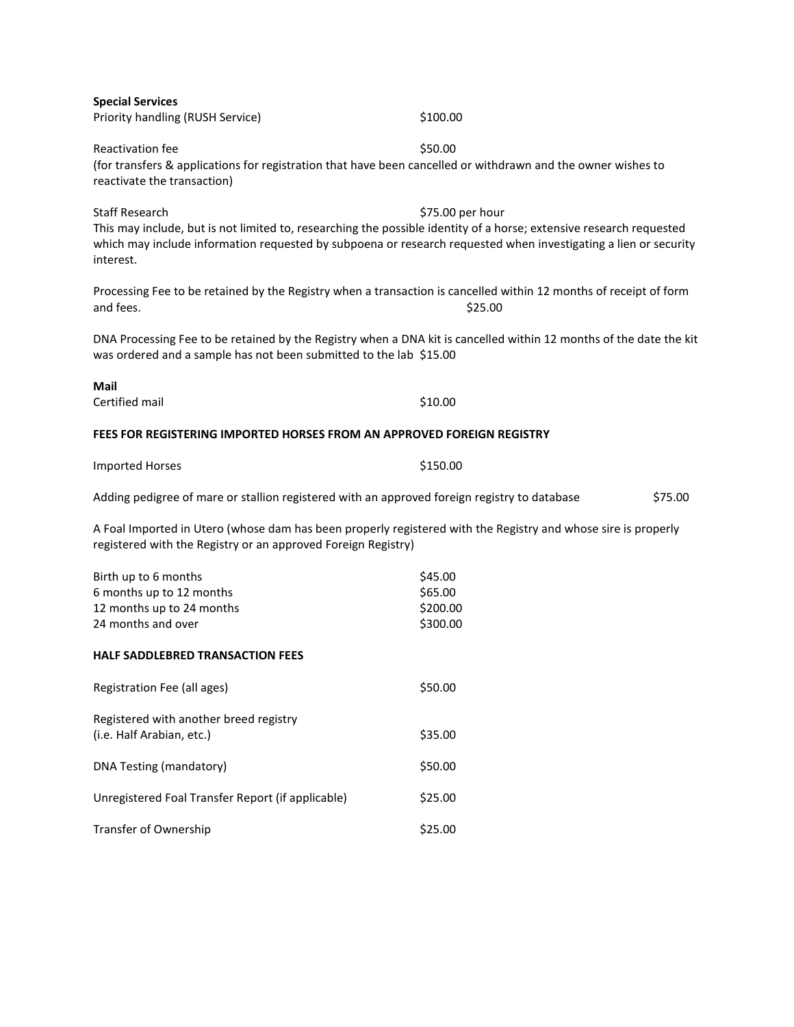**Special Services**

Priority handling (RUSH Service) $100.00

Reactivation fee $50.00
(for transfers & applications for registration that have been cancelled or withdrawn and the owner wishes to reactivate the transaction)

Staff Research $75.00 per hour
This may include, but is not limited to, researching the possible identity of a horse; extensive research requested which may include information requested by subpoena or research requested when investigating a lien or security interest.

Processing Fee to be retained by the Registry when a transaction is cancelled within 12 months of receipt of form and fees. $25.00

DNA Processing Fee to be retained by the Registry when a DNA kit is cancelled within 12 months of the date the kit was ordered and a sample has not been submitted to the lab $15.00

**Mail**

Certified mail $10.00

**FEES FOR REGISTERING IMPORTED HORSES FROM AN APPROVED FOREIGN REGISTRY**

Imported Horses $150.00

Adding pedigree of mare or stallion registered with an approved foreign registry to database $75.00

A Foal Imported in Utero (whose dam has been properly registered with the Registry and whose sire is properly registered with the Registry or an approved Foreign Registry)

| | |
|---|---|
| Birth up to 6 months | $45.00 |
| 6 months up to 12 months | $65.00 |
| 12 months up to 24 months | $200.00 |
| 24 months and over | $300.00 |

**HALF SADDLEBRED TRANSACTION FEES**

| | |
|---|---|
| Registration Fee (all ages) | $50.00 |
| Registered with another breed registry (i.e. Half Arabian, etc.) | $35.00 |
| DNA Testing (mandatory) | $50.00 |
| Unregistered Foal Transfer Report (if applicable) | $25.00 |
| Transfer of Ownership | $25.00 |